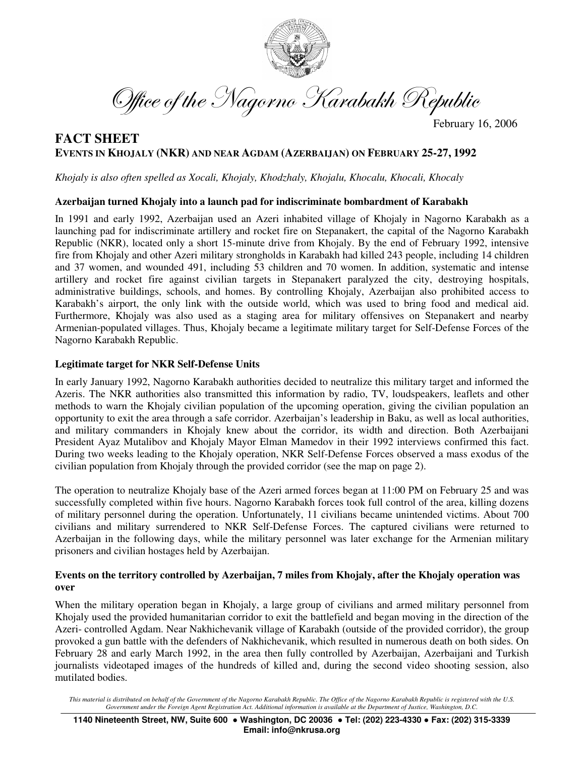# Office of the Nagorno Karabakh Republic

February 16, 2006

## FACT SHEET

### EVENTS IN KHOJALY (NKR) AND NEAR AGDAM (AZERBAIJAN) ON FEBRUARY 25-27, 1992

*Khojaly is also often spelled as Xocali, Khojaly, Khodzhaly, Khojalu, Khocalu, Khocali, Khocaly*

**Azerbaijan turned Khojaly into a launch pad for indiscriminate bombardment of Karabakh**

In 1991 and early 1992, Azerbaijan used an Azeri inhabited village of Khojaly in Nagorno Karabakh as a launching pad for indiscriminate artillery and rocket fire on Stepanakert, the capital of the Nagorno Karabakh Republic (NKR), located only a short 15-minute drive from Khojaly. By the end of February 1992, intensive fire from Khojaly and other Azeri military strongholds in Karabakh had killed 243 people, including 14 children and 37 women, and wounded 491, including 53 children and 70 women. In addition, systematic and intense artillery and rocket fire against civilian targets in Stepanakert paralyzed the city, destroying hospitals, administrative buildings, schools, and homes. By controlling Khojaly, Azerbaijan also prohibited access to Karabakh's airport, the only link with the outside world, which was used to bring food and medical aid. Furthermore, Khojaly was also used as a staging area for military offensives on Stepanakert and nearby Armenian-populated villages. Thus, Khojaly became a legitimate military target for Self-Defense Forces of the Nagorno Karabakh Republic.

**Legitimate target for NKR Self-Defense Units**

In early January 1992, Nagorno Karabakh authorities decided to neutralize this military target and informed the Azeris. The NKR authorities also transmitted this information by radio, TV, loudspeakers, leaflets and other methods to warn the Khojaly civilian population of the upcoming operation, giving the civilian population an opportunity to exit the area through a safe corridor. Azerbaijan's leadership in Baku, as well as local authorities, and military commanders in Khojaly knew about the corridor, its width and direction. Both Azerbaijani President Ayaz Mutalibov and Khojaly Mayor Elman Mamedov in their 1992 interviews confirmed this fact. During two weeks leading to the Khojaly operation, NKR Self-Defense Forces observed a mass exodus of the civilian population from Khojaly through the provided corridor (see the map on page 2).

The operation to neutralize Khojaly base of the Azeri armed forces began at 11:00 PM on February 25 and was successfully completed within five hours. Nagorno Karabakh forces took full control of the area, killing dozens of military personnel during the operation. Unfortunately, 11 civilians became unintended victims. About 700 civilians and military surrendered to NKR Self-Defense Forces. The captured civilians were returned to Azerbaijan in the following days, while the military personnel was later exchange for the Armenian military prisoners and civilian hostages held by Azerbaijan.

**Events on the territory controlled by Azerbaijan, 7 miles from Khojaly, after the Khojaly operation was over**

When the military operation began in Khojaly, a large group of civilians and armed military personnel from Khojaly used the provided humanitarian corridor to exit the battlefield and began moving in the direction of the Azeri- controlled Agdam. Near Nakhichevanik village of Karabakh (outside of the provided corridor), the group provoked a gun battle with the defenders of Nakhichevanik, which resulted in numerous death on both sides. On February 28 and early March 1992, in the area then fully controlled by Azerbaijan, Azerbaijani and Turkish journalists videotaped images of the hundreds of killed and, during the second video shooting session, also mutilated bodies.

*This material is distributed on behalf of the Government of the Nagorno Karabakh Republic. The Office of the Nagorno Karabakh Republic is registered with the U.S. Government under the Foreign Agent Registration Act. Additional information is available at the Department of Justice, Washington, D.C.*

**1140 Nineteenth Street, NW, Suite 600 ● Washington, DC 20036 ● Tel: (202) 223-4330 ● Fax: (202) 315-3339 Email: info@nkrusa.org**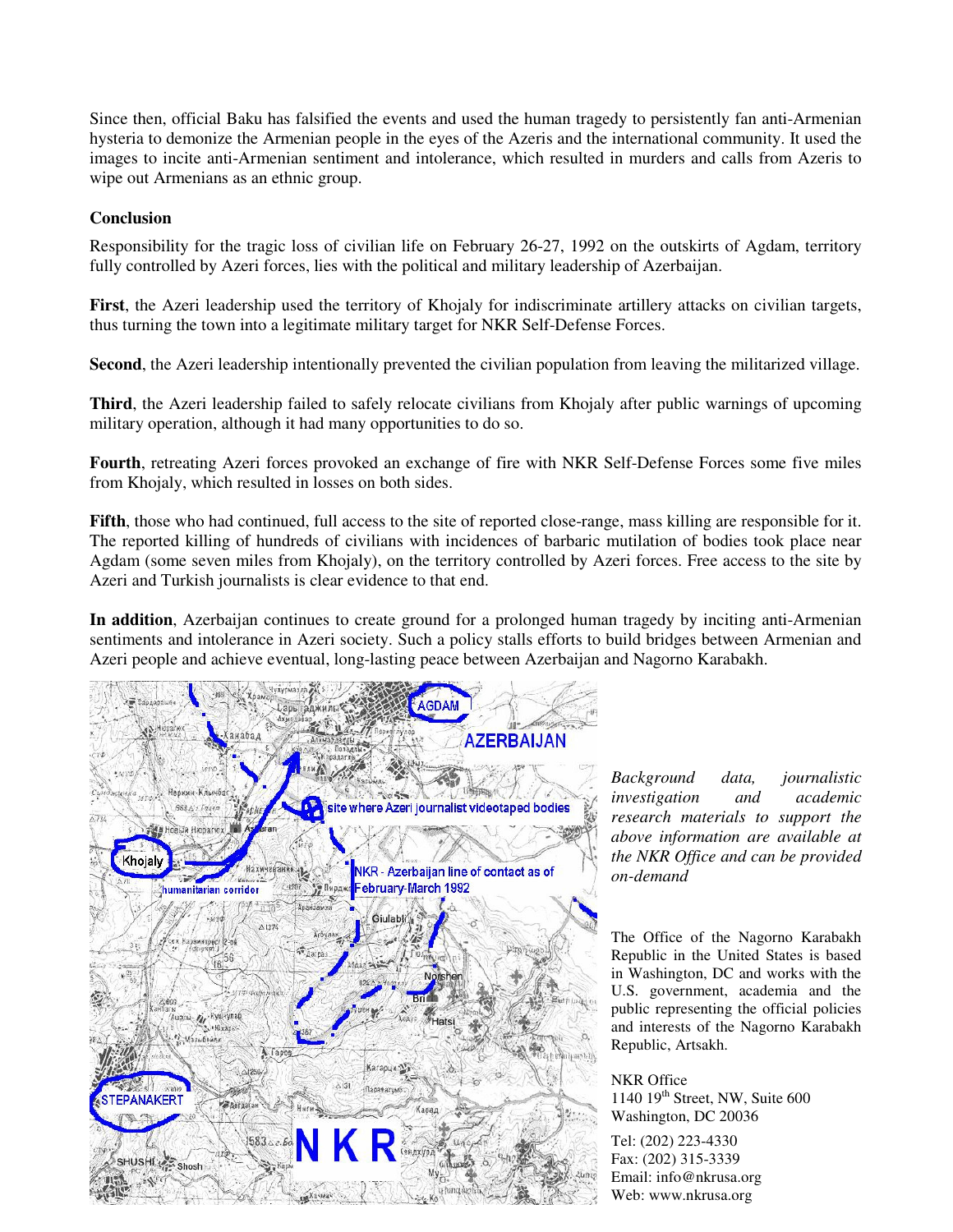Since then, official Baku has falsified the events and used the human tragedy to persistently fan anti-Armenian hysteria to demonize the Armenian people in the eyes of the Azeris and the international community. It used the images to incite anti-Armenian sentiment and intolerance, which resulted in murders and calls from Azeris to wipe out Armenians as an ethnic group.

**Conclusion**

Responsibility for the tragic loss of civilian life on February 26-27, 1992 on the outskirts of Agdam, territory fully controlled by Azeri forces, lies with the political and military leadership of Azerbaijan.

**First**, the Azeri leadership used the territory of Khojaly for indiscriminate artillery attacks on civilian targets, thus turning the town into a legitimate military target for NKR Self-Defense Forces.

**Second**, the Azeri leadership intentionally prevented the civilian population from leaving the militarized village.

**Third**, the Azeri leadership failed to safely relocate civilians from Khojaly after public warnings of upcoming military operation, although it had many opportunities to do so.

**Fourth**, retreating Azeri forces provoked an exchange of fire with NKR Self-Defense Forces some five miles from Khojaly, which resulted in losses on both sides.

**Fifth**, those who had continued, full access to the site of reported close-range, mass killing are responsible for it. The reported killing of hundreds of civilians with incidences of barbaric mutilation of bodies took place near Agdam (some seven miles from Khojaly), on the territory controlled by Azeri forces. Free access to the site by Azeri and Turkish journalists is clear evidence to that end.

**In addition**, Azerbaijan continues to create ground for a prolonged human tragedy by inciting anti-Armenian sentiments and intolerance in Azeri society. Such a policy stalls efforts to build bridges between Armenian and Azeri people and achieve eventual, long-lasting peace between Azerbaijan and Nagorno Karabakh.

AGDAM
AZERBAIJAN
site where Azeri journalist videotaped bodies
Khojaly
humanitarian corridor
NKR - Azerbaijan line of contact as of February-March 1992
STEPANAKERT
SHUSHI
NKR

*Background data, journalistic investigation and academic research materials to support the above information are available at the NKR Office and can be provided on-demand*

The Office of the Nagorno Karabakh Republic in the United States is based in Washington, DC and works with the U.S. government, academia and the public representing the official policies and interests of the Nagorno Karabakh Republic, Artsakh.

NKR Office
1140 19th Street, NW, Suite 600
Washington, DC 20036

Tel: (202) 223-4330
Fax: (202) 315-3339
Email: info@nkrusa.org
Web: www.nkrusa.org